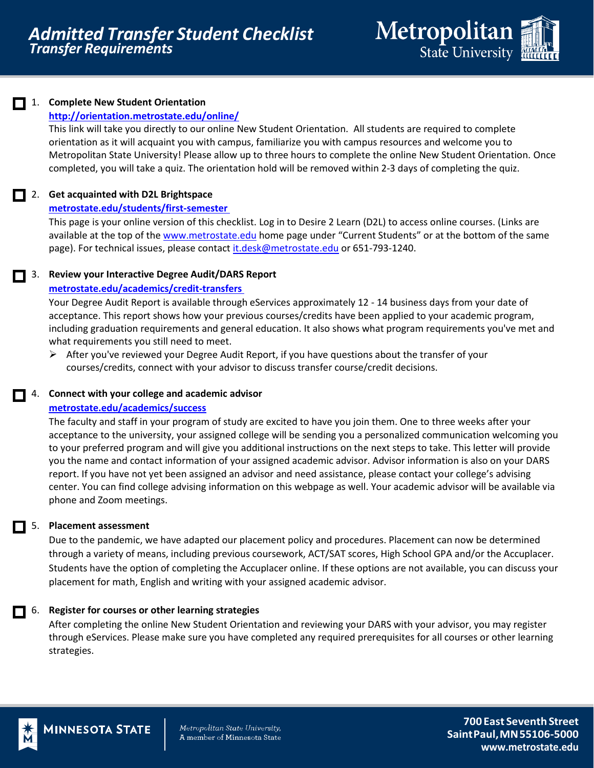# Admitted Transfer Student Checklist

## Transfer Requirements

Metropolitan State University

- [ ] 1. **Complete New Student Orientation**

  **http://orientation.metrostate.edu/online/**

  This link will take you directly to our online New Student Orientation. All students are required to complete orientation as it will acquaint you with campus, familiarize you with campus resources and welcome you to Metropolitan State University! Please allow up to three hours to complete the online New Student Orientation. Once completed, you will take a quiz. The orientation hold will be removed within 2-3 days of completing the quiz.

- [ ] 2. **Get acquainted with D2L Brightspace**

  **metrostate.edu/students/first-semester**

  This page is your online version of this checklist. Log in to Desire 2 Learn (D2L) to access online courses. (Links are available at the top of the www.metrostate.edu home page under "Current Students" or at the bottom of the same page). For technical issues, please contact it.desk@metrostate.edu or 651-793-1240.

- [ ] 3. **Review your Interactive Degree Audit/DARS Report**

  **metrostate.edu/academics/credit-transfers**

  Your Degree Audit Report is available through eServices approximately 12 - 14 business days from your date of acceptance. This report shows how your previous courses/credits have been applied to your academic program, including graduation requirements and general education. It also shows what program requirements you've met and what requirements you still need to meet.

  - After you've reviewed your Degree Audit Report, if you have questions about the transfer of your courses/credits, connect with your advisor to discuss transfer course/credit decisions.

- [ ] 4. **Connect with your college and academic advisor**

  **metrostate.edu/academics/success**

  The faculty and staff in your program of study are excited to have you join them. One to three weeks after your acceptance to the university, your assigned college will be sending you a personalized communication welcoming you to your preferred program and will give you additional instructions on the next steps to take. This letter will provide you the name and contact information of your assigned academic advisor. Advisor information is also on your DARS report. If you have not yet been assigned an advisor and need assistance, please contact your college's advising center. You can find college advising information on this webpage as well. Your academic advisor will be available via phone and Zoom meetings.

- [ ] 5. **Placement assessment**

  Due to the pandemic, we have adapted our placement policy and procedures. Placement can now be determined through a variety of means, including previous coursework, ACT/SAT scores, High School GPA and/or the Accuplacer. Students have the option of completing the Accuplacer online. If these options are not available, you can discuss your placement for math, English and writing with your assigned academic advisor.

- [ ] 6. **Register for courses or other learning strategies**

  After completing the online New Student Orientation and reviewing your DARS with your advisor, you may register through eServices. Please make sure you have completed any required prerequisites for all courses or other learning strategies.

MINNESOTA STATE

*Metropolitan State University, A member of Minnesota State*

**700 East Seventh Street**
**Saint Paul, MN 55106-5000**
**www.metrostate.edu**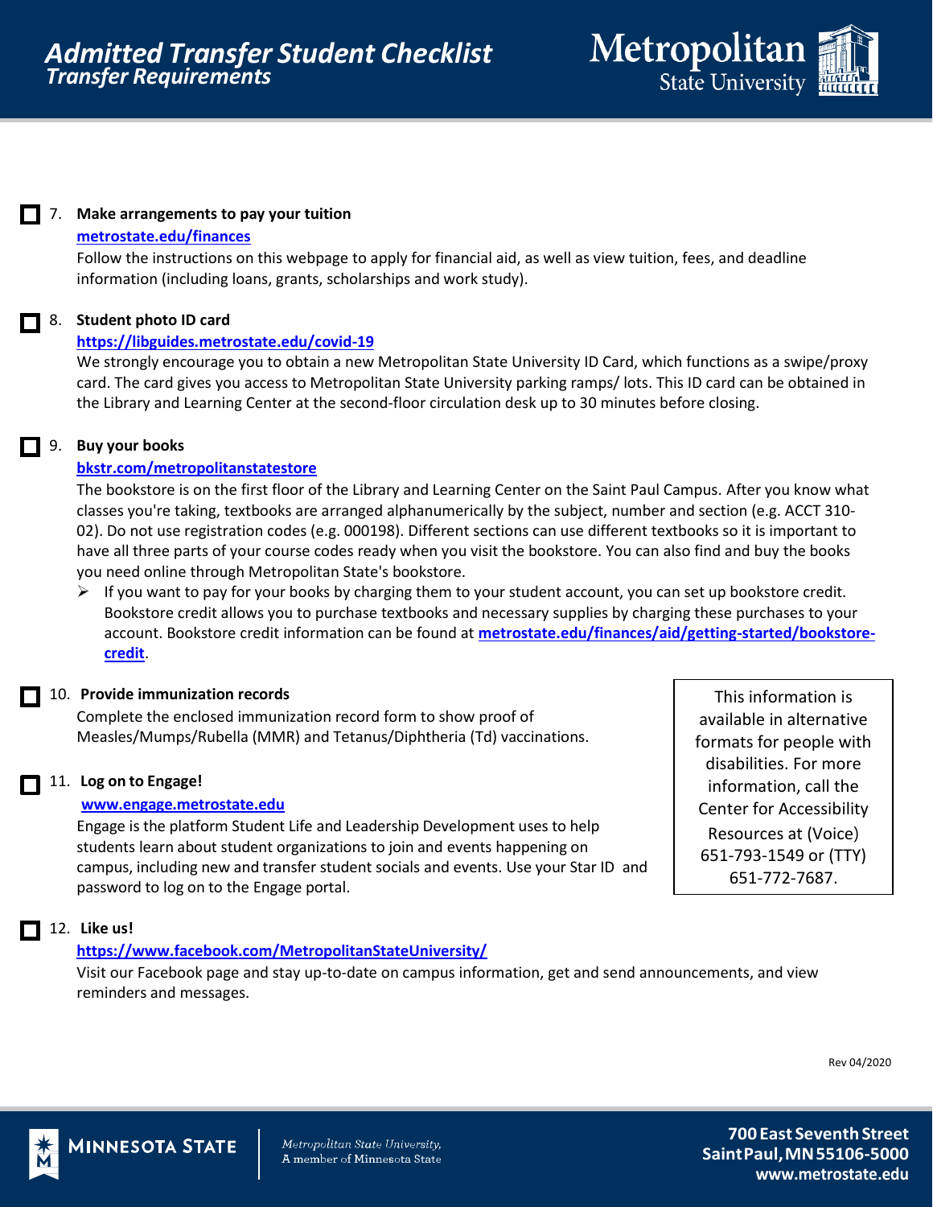# Admitted Transfer Student Checklist
## Transfer Requirements

☐ 7. **Make arrangements to pay your tuition**

**metrostate.edu/finances**

Follow the instructions on this webpage to apply for financial aid, as well as view tuition, fees, and deadline information (including loans, grants, scholarships and work study).

☐ 8. **Student photo ID card**

**https://libguides.metrostate.edu/covid-19**

We strongly encourage you to obtain a new Metropolitan State University ID Card, which functions as a swipe/proxy card. The card gives you access to Metropolitan State University parking ramps/ lots. This ID card can be obtained in the Library and Learning Center at the second-floor circulation desk up to 30 minutes before closing.

☐ 9. **Buy your books**

**bkstr.com/metropolitanstatestore**

The bookstore is on the first floor of the Library and Learning Center on the Saint Paul Campus. After you know what classes you're taking, textbooks are arranged alphanumerically by the subject, number and section (e.g. ACCT 310-02). Do not use registration codes (e.g. 000198). Different sections can use different textbooks so it is important to have all three parts of your course codes ready when you visit the bookstore. You can also find and buy the books you need online through Metropolitan State's bookstore.

- If you want to pay for your books by charging them to your student account, you can set up bookstore credit. Bookstore credit allows you to purchase textbooks and necessary supplies by charging these purchases to your account. Bookstore credit information can be found at **metrostate.edu/finances/aid/getting-started/bookstore-credit**.

☐ 10. **Provide immunization records**

Complete the enclosed immunization record form to show proof of Measles/Mumps/Rubella (MMR) and Tetanus/Diphtheria (Td) vaccinations.

☐ 11. **Log on to Engage!**

**www.engage.metrostate.edu**

Engage is the platform Student Life and Leadership Development uses to help students learn about student organizations to join and events happening on campus, including new and transfer student socials and events. Use your Star ID and password to log on to the Engage portal.

This information is available in alternative formats for people with disabilities. For more information, call the Center for Accessibility Resources at (Voice) 651-793-1549 or (TTY) 651-772-7687.

☐ 12. **Like us!**

**https://www.facebook.com/MetropolitanStateUniversity/**

Visit our Facebook page and stay up-to-date on campus information, get and send announcements, and view reminders and messages.

Rev 04/2020

Metropolitan State University, A member of Minnesota State

700 East Seventh Street
Saint Paul, MN 55106-5000
www.metrostate.edu